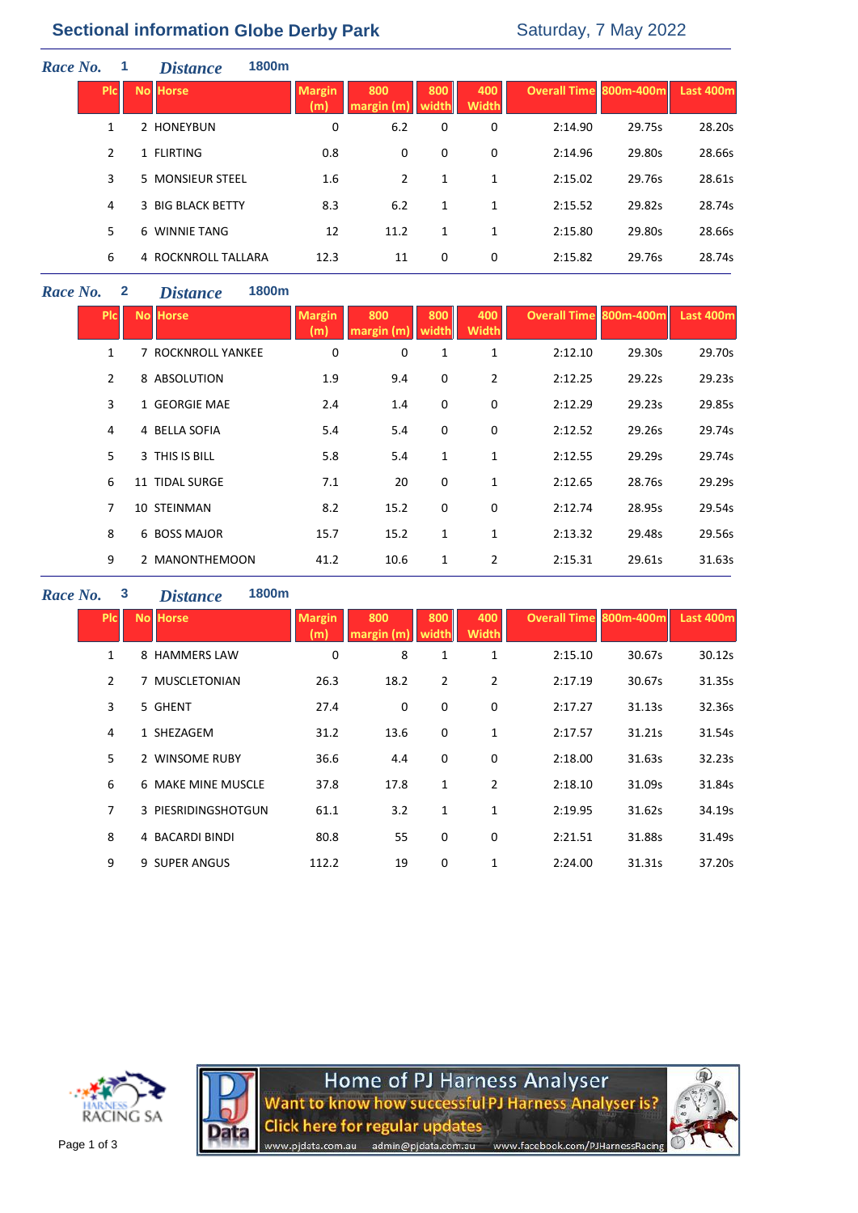# Sectional information Globe Derby Park

Saturday, 7 May 2022

## *Race No.* 1 *Distance* 1800m

| Plc | No | Horse | Margin (m) | 800 margin (m) | 800 width | 400 Width | Overall Time | 800m-400m | Last 400m |
|---|---|---|---|---|---|---|---|---|---|
| 1 | 2 | HONEYBUN | 0 | 6.2 | 0 | 0 | 2:14.90 | 29.75s | 28.20s |
| 2 | 1 | FLIRTING | 0.8 | 0 | 0 | 0 | 2:14.96 | 29.80s | 28.66s |
| 3 | 5 | MONSIEUR STEEL | 1.6 | 2 | 1 | 1 | 2:15.02 | 29.76s | 28.61s |
| 4 | 3 | BIG BLACK BETTY | 8.3 | 6.2 | 1 | 1 | 2:15.52 | 29.82s | 28.74s |
| 5 | 6 | WINNIE TANG | 12 | 11.2 | 1 | 1 | 2:15.80 | 29.80s | 28.66s |
| 6 | 4 | ROCKNROLL TALLARA | 12.3 | 11 | 0 | 0 | 2:15.82 | 29.76s | 28.74s |

## *Race No.* 2 *Distance* 1800m

| Plc | No | Horse | Margin (m) | 800 margin (m) | 800 width | 400 Width | Overall Time | 800m-400m | Last 400m |
|---|---|---|---|---|---|---|---|---|---|
| 1 | 7 | ROCKNROLL YANKEE | 0 | 0 | 1 | 1 | 2:12.10 | 29.30s | 29.70s |
| 2 | 8 | ABSOLUTION | 1.9 | 9.4 | 0 | 2 | 2:12.25 | 29.22s | 29.23s |
| 3 | 1 | GEORGIE MAE | 2.4 | 1.4 | 0 | 0 | 2:12.29 | 29.23s | 29.85s |
| 4 | 4 | BELLA SOFIA | 5.4 | 5.4 | 0 | 0 | 2:12.52 | 29.26s | 29.74s |
| 5 | 3 | THIS IS BILL | 5.8 | 5.4 | 1 | 1 | 2:12.55 | 29.29s | 29.74s |
| 6 | 11 | TIDAL SURGE | 7.1 | 20 | 0 | 1 | 2:12.65 | 28.76s | 29.29s |
| 7 | 10 | STEINMAN | 8.2 | 15.2 | 0 | 0 | 2:12.74 | 28.95s | 29.54s |
| 8 | 6 | BOSS MAJOR | 15.7 | 15.2 | 1 | 1 | 2:13.32 | 29.48s | 29.56s |
| 9 | 2 | MANONTHEMOON | 41.2 | 10.6 | 1 | 2 | 2:15.31 | 29.61s | 31.63s |

## *Race No.* 3 *Distance* 1800m

| Plc | No | Horse | Margin (m) | 800 margin (m) | 800 width | 400 Width | Overall Time | 800m-400m | Last 400m |
|---|---|---|---|---|---|---|---|---|---|
| 1 | 8 | HAMMERS LAW | 0 | 8 | 1 | 1 | 2:15.10 | 30.67s | 30.12s |
| 2 | 7 | MUSCLETONIAN | 26.3 | 18.2 | 2 | 2 | 2:17.19 | 30.67s | 31.35s |
| 3 | 5 | GHENT | 27.4 | 0 | 0 | 0 | 2:17.27 | 31.13s | 32.36s |
| 4 | 1 | SHEZAGEM | 31.2 | 13.6 | 0 | 1 | 2:17.57 | 31.21s | 31.54s |
| 5 | 2 | WINSOME RUBY | 36.6 | 4.4 | 0 | 0 | 2:18.00 | 31.63s | 32.23s |
| 6 | 6 | MAKE MINE MUSCLE | 37.8 | 17.8 | 1 | 2 | 2:18.10 | 31.09s | 31.84s |
| 7 | 3 | PIESRIDINGSHOTGUN | 61.1 | 3.2 | 1 | 1 | 2:19.95 | 31.62s | 34.19s |
| 8 | 4 | BACARDI BINDI | 80.8 | 55 | 0 | 0 | 2:21.51 | 31.88s | 31.49s |
| 9 | 9 | SUPER ANGUS | 112.2 | 19 | 0 | 1 | 2:24.00 | 31.31s | 37.20s |

Home of PJ Harness Analyser
Want to know how successful PJ Harness Analyser is?
Click here for regular updates
www.pjdata.com.au admin@pjdata.com.au www.facebook.com/PJHarnessRacing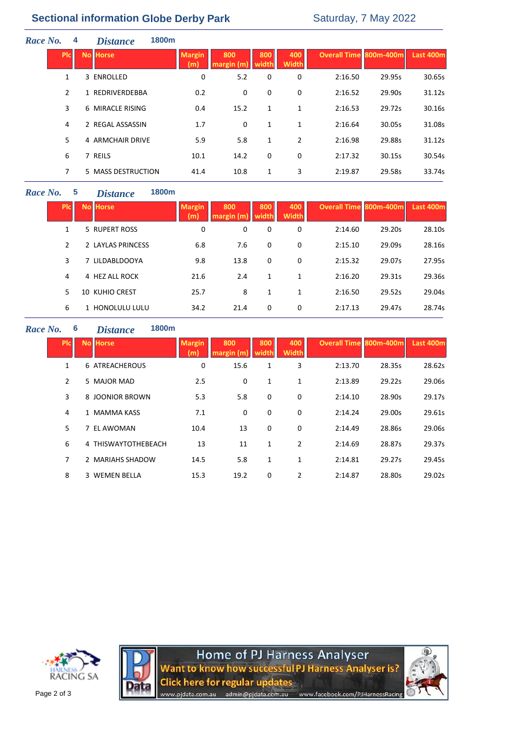## Sectional information Globe Derby Park

Saturday, 7 May 2022

### Race No. 4 — Distance 1800m

| Plc | No | Horse | Margin (m) | 800 margin (m) | 800 width | 400 Width | Overall Time | 800m-400m | Last 400m |
|---|---|---|---|---|---|---|---|---|---|
| 1 | 3 | ENROLLED | 0 | 5.2 | 0 | 0 | 2:16.50 | 29.95s | 30.65s |
| 2 | 1 | REDRIVERDEBBA | 0.2 | 0 | 0 | 0 | 2:16.52 | 29.90s | 31.12s |
| 3 | 6 | MIRACLE RISING | 0.4 | 15.2 | 1 | 1 | 2:16.53 | 29.72s | 30.16s |
| 4 | 2 | REGAL ASSASSIN | 1.7 | 0 | 1 | 1 | 2:16.64 | 30.05s | 31.08s |
| 5 | 4 | ARMCHAIR DRIVE | 5.9 | 5.8 | 1 | 2 | 2:16.98 | 29.88s | 31.12s |
| 6 | 7 | REILS | 10.1 | 14.2 | 0 | 0 | 2:17.32 | 30.15s | 30.54s |
| 7 | 5 | MASS DESTRUCTION | 41.4 | 10.8 | 1 | 3 | 2:19.87 | 29.58s | 33.74s |

### Race No. 5 — Distance 1800m

| Plc | No | Horse | Margin (m) | 800 margin (m) | 800 width | 400 Width | Overall Time | 800m-400m | Last 400m |
|---|---|---|---|---|---|---|---|---|---|
| 1 | 5 | RUPERT ROSS | 0 | 0 | 0 | 0 | 2:14.60 | 29.20s | 28.10s |
| 2 | 2 | LAYLAS PRINCESS | 6.8 | 7.6 | 0 | 0 | 2:15.10 | 29.09s | 28.16s |
| 3 | 7 | LILDABLDOOYA | 9.8 | 13.8 | 0 | 0 | 2:15.32 | 29.07s | 27.95s |
| 4 | 4 | HEZ ALL ROCK | 21.6 | 2.4 | 1 | 1 | 2:16.20 | 29.31s | 29.36s |
| 5 | 10 | KUHIO CREST | 25.7 | 8 | 1 | 1 | 2:16.50 | 29.52s | 29.04s |
| 6 | 1 | HONOLULU LULU | 34.2 | 21.4 | 0 | 0 | 2:17.13 | 29.47s | 28.74s |

### Race No. 6 — Distance 1800m

| Plc | No | Horse | Margin (m) | 800 margin (m) | 800 width | 400 Width | Overall Time | 800m-400m | Last 400m |
|---|---|---|---|---|---|---|---|---|---|
| 1 | 6 | ATREACHEROUS | 0 | 15.6 | 1 | 3 | 2:13.70 | 28.35s | 28.62s |
| 2 | 5 | MAJOR MAD | 2.5 | 0 | 1 | 1 | 2:13.89 | 29.22s | 29.06s |
| 3 | 8 | JOONIOR BROWN | 5.3 | 5.8 | 0 | 0 | 2:14.10 | 28.90s | 29.17s |
| 4 | 1 | MAMMA KASS | 7.1 | 0 | 0 | 0 | 2:14.24 | 29.00s | 29.61s |
| 5 | 7 | EL AWOMAN | 10.4 | 13 | 0 | 0 | 2:14.49 | 28.86s | 29.06s |
| 6 | 4 | THISWAYTOTHEBEACH | 13 | 11 | 1 | 2 | 2:14.69 | 28.87s | 29.37s |
| 7 | 2 | MARIAHS SHADOW | 14.5 | 5.8 | 1 | 1 | 2:14.81 | 29.27s | 29.45s |
| 8 | 3 | WEMEN BELLA | 15.3 | 19.2 | 0 | 2 | 2:14.87 | 28.80s | 29.02s |

Home of PJ Harness Analyser
Want to know how successful PJ Harness Analyser is?
Click here for regular updates
www.pjdata.com.au admin@pjdata.com.au www.facebook.com/PJHarnessRacing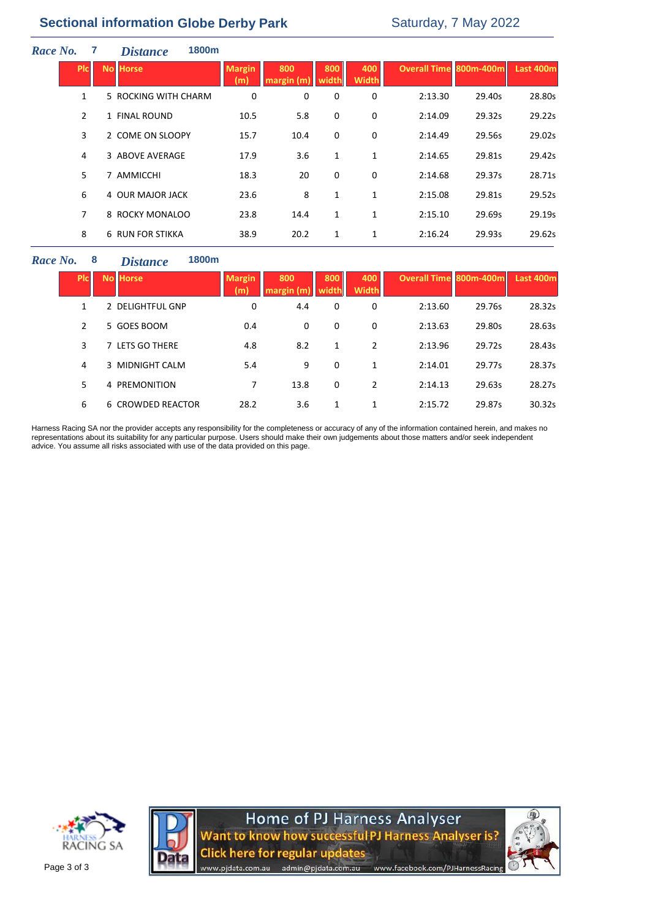## Sectional information Globe Derby Park

Saturday, 7 May 2022

### Race No. 7 — Distance 1800m

| Plc | No | Horse | Margin (m) | 800 margin (m) | 800 width | 400 Width | Overall Time | 800m-400m | Last 400m |
|---|---|---|---|---|---|---|---|---|---|
| 1 | 5 | ROCKING WITH CHARM | 0 | 0 | 0 | 0 | 2:13.30 | 29.40s | 28.80s |
| 2 | 1 | FINAL ROUND | 10.5 | 5.8 | 0 | 0 | 2:14.09 | 29.32s | 29.22s |
| 3 | 2 | COME ON SLOOPY | 15.7 | 10.4 | 0 | 0 | 2:14.49 | 29.56s | 29.02s |
| 4 | 3 | ABOVE AVERAGE | 17.9 | 3.6 | 1 | 1 | 2:14.65 | 29.81s | 29.42s |
| 5 | 7 | AMMICCHI | 18.3 | 20 | 0 | 0 | 2:14.68 | 29.37s | 28.71s |
| 6 | 4 | OUR MAJOR JACK | 23.6 | 8 | 1 | 1 | 2:15.08 | 29.81s | 29.52s |
| 7 | 8 | ROCKY MONALOO | 23.8 | 14.4 | 1 | 1 | 2:15.10 | 29.69s | 29.19s |
| 8 | 6 | RUN FOR STIKKA | 38.9 | 20.2 | 1 | 1 | 2:16.24 | 29.93s | 29.62s |

### Race No. 8 — Distance 1800m

| Plc | No | Horse | Margin (m) | 800 margin (m) | 800 width | 400 Width | Overall Time | 800m-400m | Last 400m |
|---|---|---|---|---|---|---|---|---|---|
| 1 | 2 | DELIGHTFUL GNP | 0 | 4.4 | 0 | 0 | 2:13.60 | 29.76s | 28.32s |
| 2 | 5 | GOES BOOM | 0.4 | 0 | 0 | 0 | 2:13.63 | 29.80s | 28.63s |
| 3 | 7 | LETS GO THERE | 4.8 | 8.2 | 1 | 2 | 2:13.96 | 29.72s | 28.43s |
| 4 | 3 | MIDNIGHT CALM | 5.4 | 9 | 0 | 1 | 2:14.01 | 29.77s | 28.37s |
| 5 | 4 | PREMONITION | 7 | 13.8 | 0 | 2 | 2:14.13 | 29.63s | 28.27s |
| 6 | 6 | CROWDED REACTOR | 28.2 | 3.6 | 1 | 1 | 2:15.72 | 29.87s | 30.32s |

Harness Racing SA nor the provider accepts any responsibility for the completeness or accuracy of any of the information contained herein, and makes no representations about its suitability for any particular purpose. Users should make their own judgements about those matters and/or seek independent advice. You assume all risks associated with use of the data provided on this page.

Home of PJ Harness Analyser
Want to know how successful PJ Harness Analyser is?
Click here for regular updates
www.pjdata.com.au admin@pjdata.com.au www.facebook.com/PJHarnessRacing